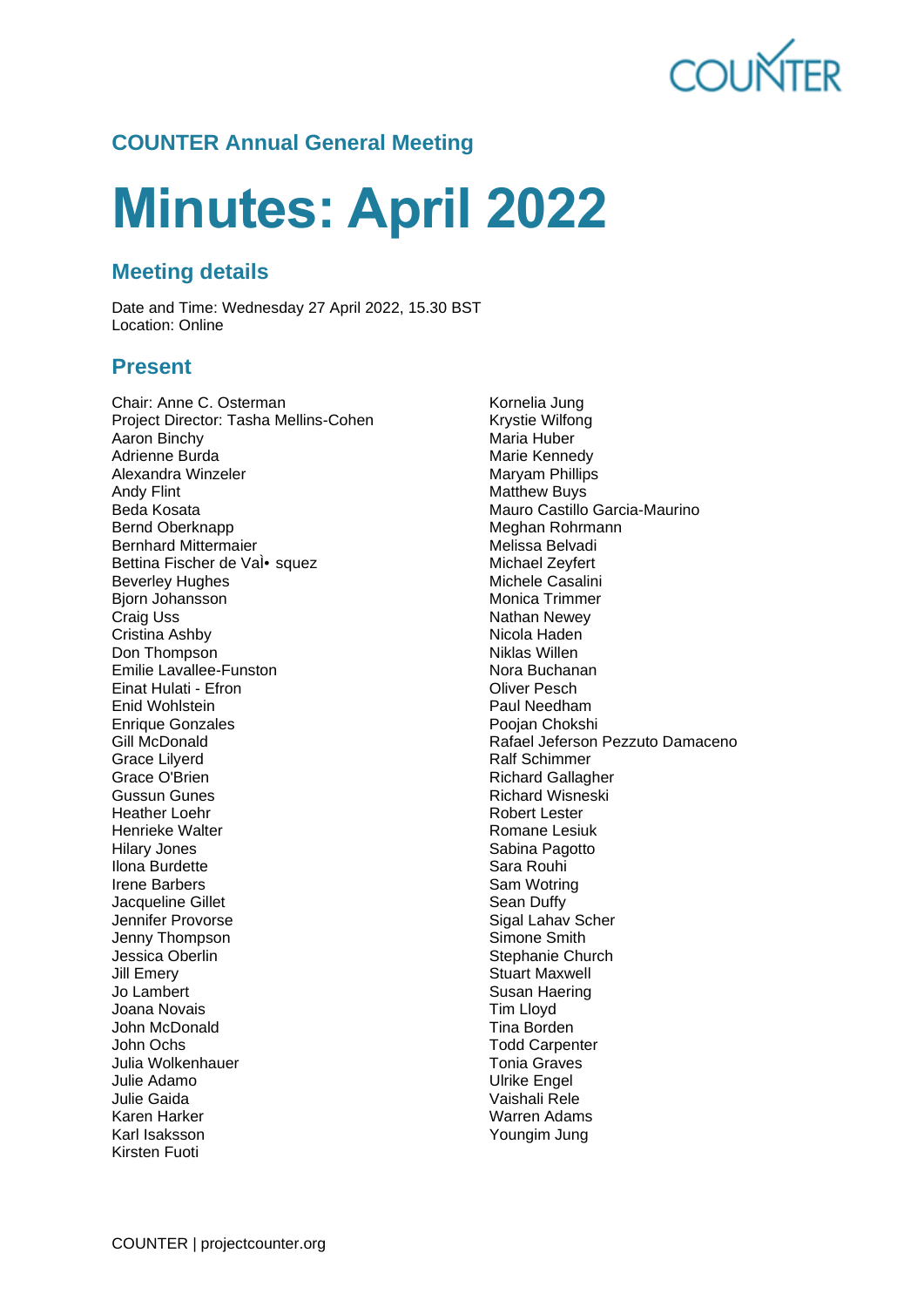## COUNTER Annual General Meeting

# Minutes: April 2022

## Meeting details

Date and Time: Wednesday 27 April 2022, 15.30 BST
Location: Online

## Present

Chair: Anne C. Osterman
Project Director: Tasha Mellins-Cohen
Aaron Binchy
Adrienne Burda
Alexandra Winzeler
Andy Flint
Beda Kosata
Bernd Oberknapp
Bernhard Mittermaier
Bettina Fischer de Vaì• squez
Beverley Hughes
Bjorn Johansson
Craig Uss
Cristina Ashby
Don Thompson
Emilie Lavallee-Funston
Einat Hulati - Efron
Enid Wohlstein
Enrique Gonzales
Gill McDonald
Grace Lilyerd
Grace O'Brien
Gussun Gunes
Heather Loehr
Henrieke Walter
Hilary Jones
Ilona Burdette
Irene Barbers
Jacqueline Gillet
Jennifer Provorse
Jenny Thompson
Jessica Oberlin
Jill Emery
Jo Lambert
Joana Novais
John McDonald
John Ochs
Julia Wolkenhauer
Julie Adamo
Julie Gaida
Karen Harker
Karl Isaksson
Kirsten Fuoti
Kornelia Jung
Krystie Wilfong
Maria Huber
Marie Kennedy
Maryam Phillips
Matthew Buys
Mauro Castillo Garcia-Maurino
Meghan Rohrmann
Melissa Belvadi
Michael Zeyfert
Michele Casalini
Monica Trimmer
Nathan Newey
Nicola Haden
Niklas Willen
Nora Buchanan
Oliver Pesch
Paul Needham
Poojan Chokshi
Rafael Jeferson Pezzuto Damaceno
Ralf Schimmer
Richard Gallagher
Richard Wisneski
Robert Lester
Romane Lesiuk
Sabina Pagotto
Sara Rouhi
Sam Wotring
Sean Duffy
Sigal Lahav Scher
Simone Smith
Stephanie Church
Stuart Maxwell
Susan Haering
Tim Lloyd
Tina Borden
Todd Carpenter
Tonia Graves
Ulrike Engel
Vaishali Rele
Warren Adams
Youngim Jung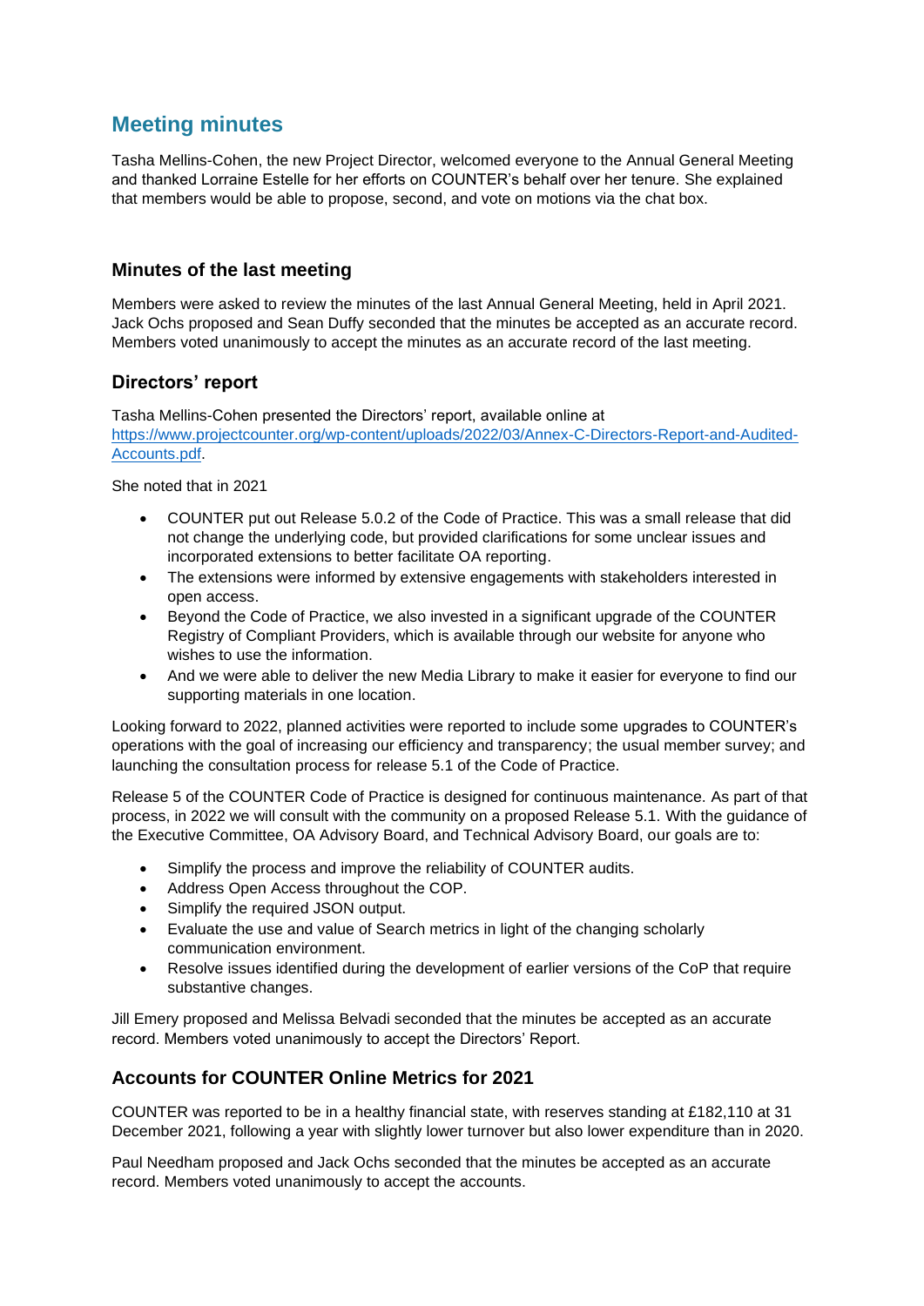# Meeting minutes

Tasha Mellins-Cohen, the new Project Director, welcomed everyone to the Annual General Meeting and thanked Lorraine Estelle for her efforts on COUNTER's behalf over her tenure. She explained that members would be able to propose, second, and vote on motions via the chat box.

## Minutes of the last meeting

Members were asked to review the minutes of the last Annual General Meeting, held in April 2021. Jack Ochs proposed and Sean Duffy seconded that the minutes be accepted as an accurate record. Members voted unanimously to accept the minutes as an accurate record of the last meeting.

## Directors' report

Tasha Mellins-Cohen presented the Directors' report, available online at [https://www.projectcounter.org/wp-content/uploads/2022/03/Annex-C-Directors-Report-and-Audited-Accounts.pdf](https://www.projectcounter.org/wp-content/uploads/2022/03/Annex-C-Directors-Report-and-Audited-Accounts.pdf).

She noted that in 2021

- COUNTER put out Release 5.0.2 of the Code of Practice. This was a small release that did not change the underlying code, but provided clarifications for some unclear issues and incorporated extensions to better facilitate OA reporting.
- The extensions were informed by extensive engagements with stakeholders interested in open access.
- Beyond the Code of Practice, we also invested in a significant upgrade of the COUNTER Registry of Compliant Providers, which is available through our website for anyone who wishes to use the information.
- And we were able to deliver the new Media Library to make it easier for everyone to find our supporting materials in one location.

Looking forward to 2022, planned activities were reported to include some upgrades to COUNTER's operations with the goal of increasing our efficiency and transparency; the usual member survey; and launching the consultation process for release 5.1 of the Code of Practice.

Release 5 of the COUNTER Code of Practice is designed for continuous maintenance. As part of that process, in 2022 we will consult with the community on a proposed Release 5.1. With the guidance of the Executive Committee, OA Advisory Board, and Technical Advisory Board, our goals are to:

- Simplify the process and improve the reliability of COUNTER audits.
- Address Open Access throughout the COP.
- Simplify the required JSON output.
- Evaluate the use and value of Search metrics in light of the changing scholarly communication environment.
- Resolve issues identified during the development of earlier versions of the CoP that require substantive changes.

Jill Emery proposed and Melissa Belvadi seconded that the minutes be accepted as an accurate record. Members voted unanimously to accept the Directors' Report.

## Accounts for COUNTER Online Metrics for 2021

COUNTER was reported to be in a healthy financial state, with reserves standing at £182,110 at 31 December 2021, following a year with slightly lower turnover but also lower expenditure than in 2020.

Paul Needham proposed and Jack Ochs seconded that the minutes be accepted as an accurate record. Members voted unanimously to accept the accounts.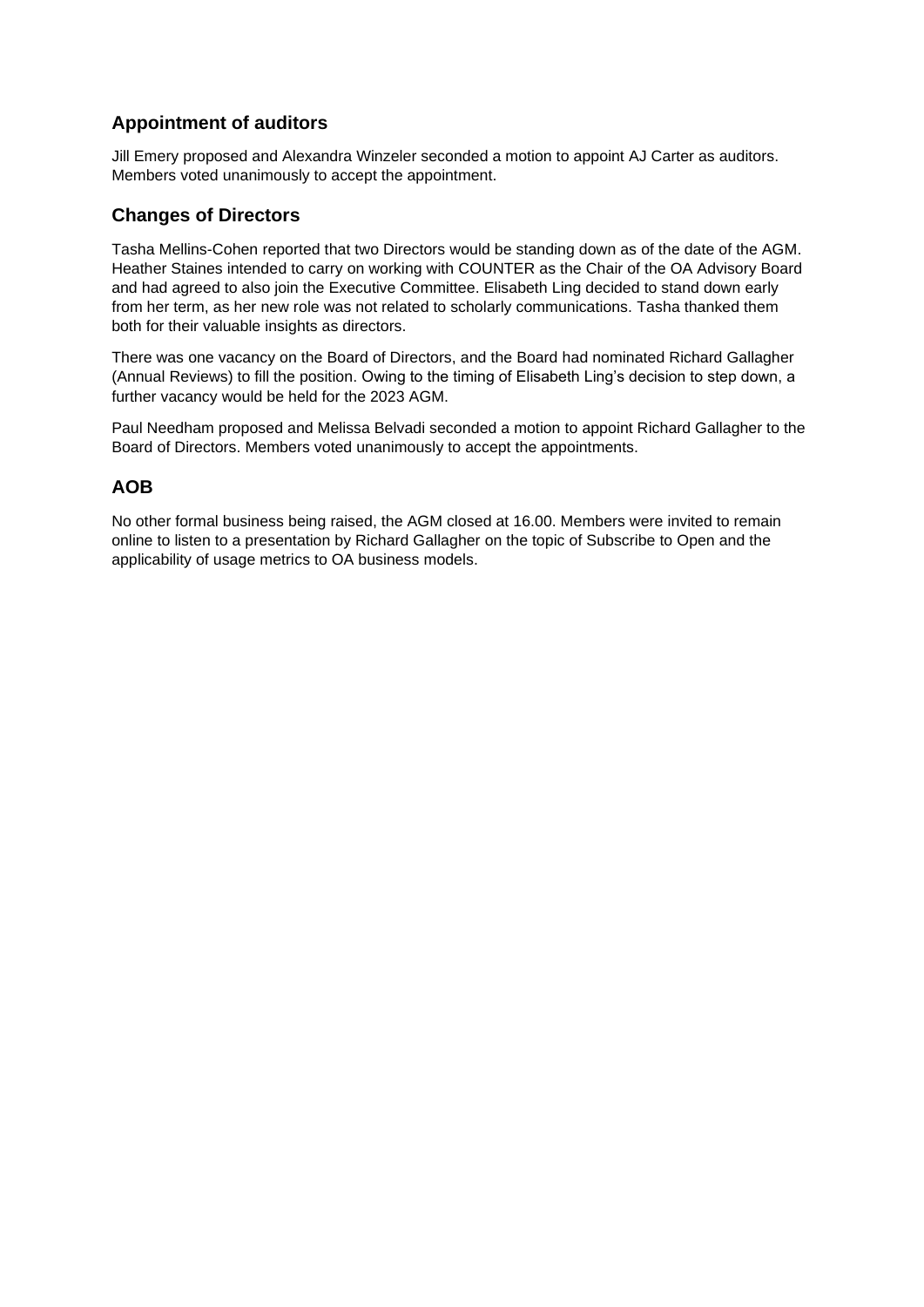## Appointment of auditors

Jill Emery proposed and Alexandra Winzeler seconded a motion to appoint AJ Carter as auditors. Members voted unanimously to accept the appointment.

## Changes of Directors

Tasha Mellins-Cohen reported that two Directors would be standing down as of the date of the AGM. Heather Staines intended to carry on working with COUNTER as the Chair of the OA Advisory Board and had agreed to also join the Executive Committee. Elisabeth Ling decided to stand down early from her term, as her new role was not related to scholarly communications. Tasha thanked them both for their valuable insights as directors.

There was one vacancy on the Board of Directors, and the Board had nominated Richard Gallagher (Annual Reviews) to fill the position. Owing to the timing of Elisabeth Ling's decision to step down, a further vacancy would be held for the 2023 AGM.

Paul Needham proposed and Melissa Belvadi seconded a motion to appoint Richard Gallagher to the Board of Directors. Members voted unanimously to accept the appointments.

## AOB

No other formal business being raised, the AGM closed at 16.00. Members were invited to remain online to listen to a presentation by Richard Gallagher on the topic of Subscribe to Open and the applicability of usage metrics to OA business models.